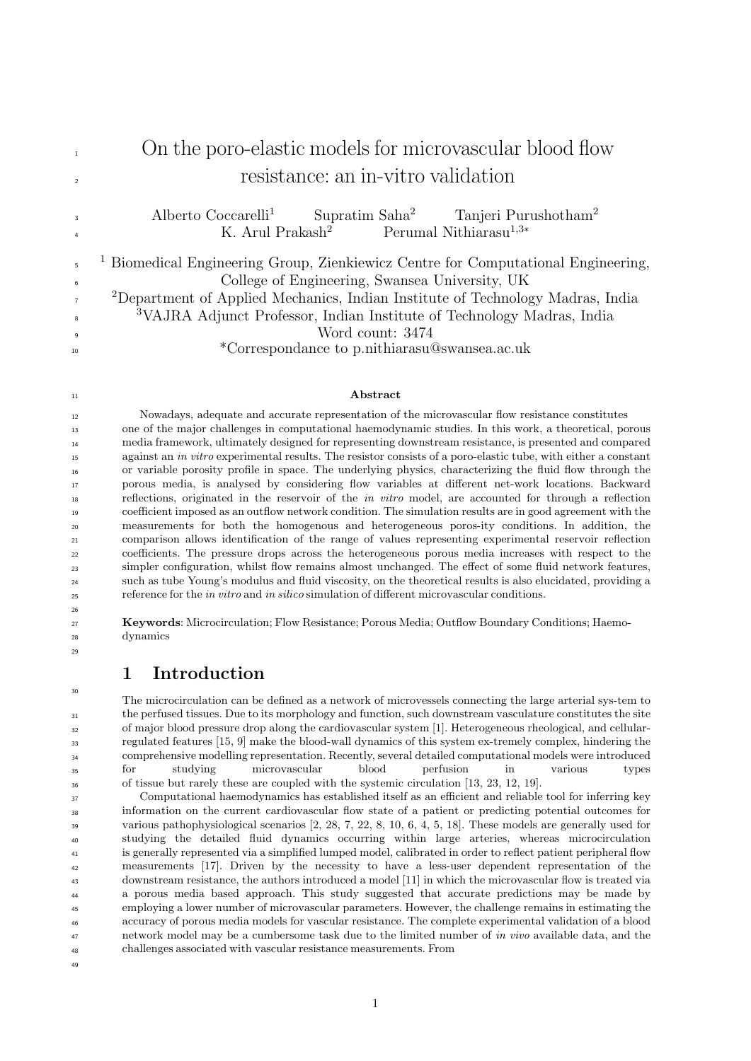# On the poro-elastic models for microvascular blood flow resistance: an in-vitro validation

Alberto Coccarelli[1] Supratim Saha[2] Tanjeri Purushotham[2]
K. Arul Prakash[2] Perumal Nithiarasu[1,3*]

[1] Biomedical Engineering Group, Zienkiewicz Centre for Computational Engineering, College of Engineering, Swansea University, UK
[2]Department of Applied Mechanics, Indian Institute of Technology Madras, India
[3]VAJRA Adjunct Professor, Indian Institute of Technology Madras, India
Word count: 3474
*Correspondance to p.nithiarasu@swansea.ac.uk

**Abstract**

Nowadays, adequate and accurate representation of the microvascular flow resistance constitutes one of the major challenges in computational haemodynamic studies. In this work, a theoretical, porous media framework, ultimately designed for representing downstream resistance, is presented and compared against an *in vitro* experimental results. The resistor consists of a poro-elastic tube, with either a constant or variable porosity profile in space. The underlying physics, characterizing the fluid flow through the porous media, is analysed by considering flow variables at different net-work locations. Backward reflections, originated in the reservoir of the *in vitro* model, are accounted for through a reflection coefficient imposed as an outflow network condition. The simulation results are in good agreement with the measurements for both the homogenous and heterogeneous poros-ity conditions. In addition, the comparison allows identification of the range of values representing experimental reservoir reflection coefficients. The pressure drops across the heterogeneous porous media increases with respect to the simpler configuration, whilst flow remains almost unchanged. The effect of some fluid network features, such as tube Young's modulus and fluid viscosity, on the theoretical results is also elucidated, providing a reference for the *in vitro* and *in silico* simulation of different microvascular conditions.

**Keywords**: Microcirculation; Flow Resistance; Porous Media; Outflow Boundary Conditions; Haemodynamics

## 1 Introduction

The microcirculation can be defined as a network of microvessels connecting the large arterial sys-tem to the perfused tissues. Due to its morphology and function, such downstream vasculature constitutes the site of major blood pressure drop along the cardiovascular system [1]. Heterogeneous rheological, and cellular-regulated features [15, 9] make the blood-wall dynamics of this system ex-tremely complex, hindering the comprehensive modelling representation. Recently, several detailed computational models were introduced for studying microvascular blood perfusion in various types of tissue but rarely these are coupled with the systemic circulation [13, 23, 12, 19].

Computational haemodynamics has established itself as an efficient and reliable tool for inferring key information on the current cardiovascular flow state of a patient or predicting potential outcomes for various pathophysiological scenarios [2, 28, 7, 22, 8, 10, 6, 4, 5, 18]. These models are generally used for studying the detailed fluid dynamics occurring within large arteries, whereas microcirculation is generally represented via a simplified lumped model, calibrated in order to reflect patient peripheral flow measurements [17]. Driven by the necessity to have a less-user dependent representation of the downstream resistance, the authors introduced a model [11] in which the microvascular flow is treated via a porous media based approach. This study suggested that accurate predictions may be made by employing a lower number of microvascular parameters. However, the challenge remains in estimating the accuracy of porous media models for vascular resistance. The complete experimental validation of a blood network model may be a cumbersome task due to the limited number of *in vivo* available data, and the challenges associated with vascular resistance measurements. From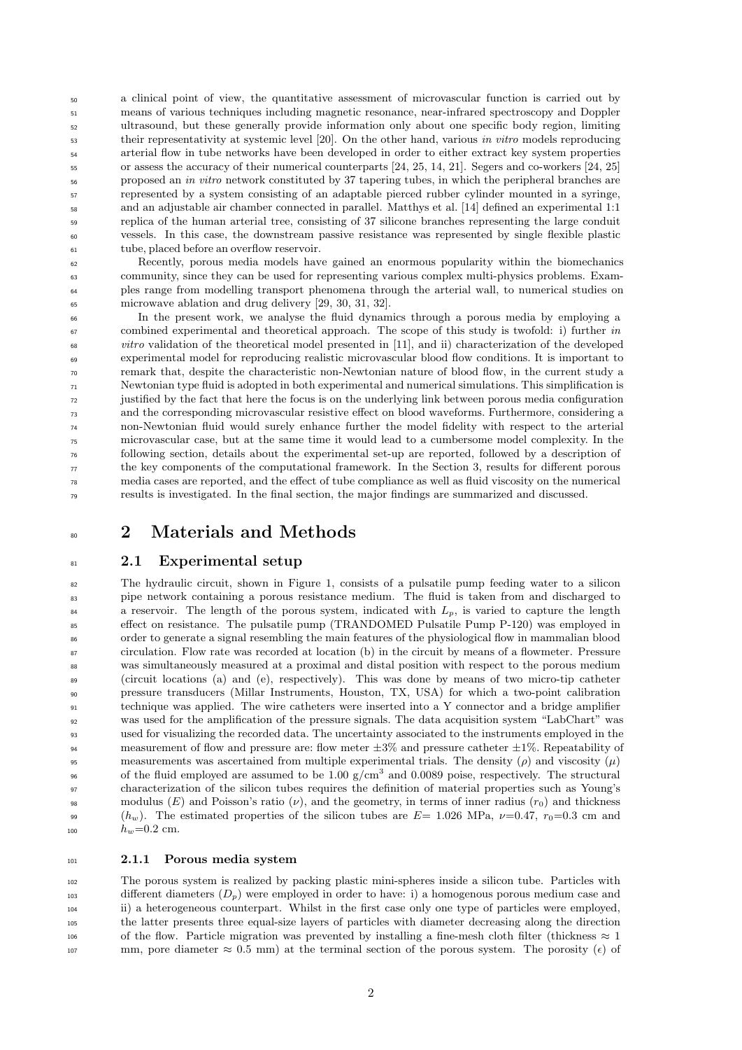a clinical point of view, the quantitative assessment of microvascular function is carried out by means of various techniques including magnetic resonance, near-infrared spectroscopy and Doppler ultrasound, but these generally provide information only about one specific body region, limiting their representativity at systemic level [20]. On the other hand, various *in vitro* models reproducing arterial flow in tube networks have been developed in order to either extract key system properties or assess the accuracy of their numerical counterparts [24, 25, 14, 21]. Segers and co-workers [24, 25] proposed an *in vitro* network constituted by 37 tapering tubes, in which the peripheral branches are represented by a system consisting of an adaptable pierced rubber cylinder mounted in a syringe, and an adjustable air chamber connected in parallel. Matthys et al. [14] defined an experimental 1:1 replica of the human arterial tree, consisting of 37 silicone branches representing the large conduit vessels. In this case, the downstream passive resistance was represented by single flexible plastic tube, placed before an overflow reservoir.

Recently, porous media models have gained an enormous popularity within the biomechanics community, since they can be used for representing various complex multi-physics problems. Examples range from modelling transport phenomena through the arterial wall, to numerical studies on microwave ablation and drug delivery [29, 30, 31, 32].

In the present work, we analyse the fluid dynamics through a porous media by employing a combined experimental and theoretical approach. The scope of this study is twofold: i) further *in vitro* validation of the theoretical model presented in [11], and ii) characterization of the developed experimental model for reproducing realistic microvascular blood flow conditions. It is important to remark that, despite the characteristic non-Newtonian nature of blood flow, in the current study a Newtonian type fluid is adopted in both experimental and numerical simulations. This simplification is justified by the fact that here the focus is on the underlying link between porous media configuration and the corresponding microvascular resistive effect on blood waveforms. Furthermore, considering a non-Newtonian fluid would surely enhance further the model fidelity with respect to the arterial microvascular case, but at the same time it would lead to a cumbersome model complexity. In the following section, details about the experimental set-up are reported, followed by a description of the key components of the computational framework. In the Section 3, results for different porous media cases are reported, and the effect of tube compliance as well as fluid viscosity on the numerical results is investigated. In the final section, the major findings are summarized and discussed.

# 2 Materials and Methods

## 2.1 Experimental setup

The hydraulic circuit, shown in Figure 1, consists of a pulsatile pump feeding water to a silicon pipe network containing a porous resistance medium. The fluid is taken from and discharged to a reservoir. The length of the porous system, indicated with $L_p$, is varied to capture the length effect on resistance. The pulsatile pump (TRANDOMED Pulsatile Pump P-120) was employed in order to generate a signal resembling the main features of the physiological flow in mammalian blood circulation. Flow rate was recorded at location (b) in the circuit by means of a flowmeter. Pressure was simultaneously measured at a proximal and distal position with respect to the porous medium (circuit locations (a) and (e), respectively). This was done by means of two micro-tip catheter pressure transducers (Millar Instruments, Houston, TX, USA) for which a two-point calibration technique was applied. The wire catheters were inserted into a Y connector and a bridge amplifier was used for the amplification of the pressure signals. The data acquisition system "LabChart" was used for visualizing the recorded data. The uncertainty associated to the instruments employed in the measurement of flow and pressure are: flow meter $\pm 3\%$ and pressure catheter $\pm 1\%$. Repeatability of measurements was ascertained from multiple experimental trials. The density ($\rho$) and viscosity ($\mu$) of the fluid employed are assumed to be 1.00 g/cm$^3$ and 0.0089 poise, respectively. The structural characterization of the silicon tubes requires the definition of material properties such as Young's modulus ($E$) and Poisson's ratio ($\nu$), and the geometry, in terms of inner radius ($r_0$) and thickness ($h_w$). The estimated properties of the silicon tubes are $E$= 1.026 MPa, $\nu$=0.47, $r_0$=0.3 cm and $h_w$=0.2 cm.

### 2.1.1 Porous media system

The porous system is realized by packing plastic mini-spheres inside a silicon tube. Particles with different diameters ($D_p$) were employed in order to have: i) a homogenous porous medium case and ii) a heterogeneous counterpart. Whilst in the first case only one type of particles were employed, the latter presents three equal-size layers of particles with diameter decreasing along the direction of the flow. Particle migration was prevented by installing a fine-mesh cloth filter (thickness $\approx$ 1 mm, pore diameter $\approx$ 0.5 mm) at the terminal section of the porous system. The porosity ($\epsilon$) of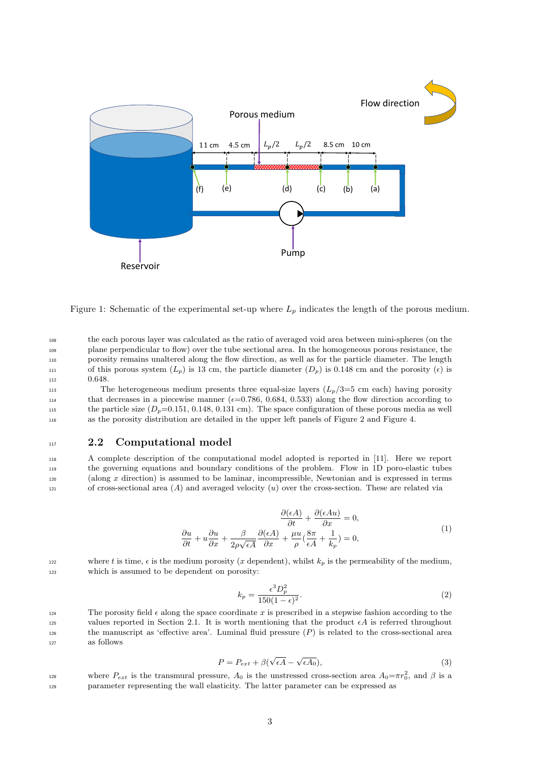Figure 1: Schematic of the experimental set-up where $L_p$ indicates the length of the porous medium.

the each porous layer was calculated as the ratio of averaged void area between mini-spheres (on the plane perpendicular to flow) over the tube sectional area. In the homogeneous porous resistance, the porosity remains unaltered along the flow direction, as well as for the particle diameter. The length of this porous system ($L_p$) is 13 cm, the particle diameter ($D_p$) is 0.148 cm and the porosity ($\epsilon$) is 0.648.

The heterogeneous medium presents three equal-size layers ($L_p/3$=5 cm each) having porosity that decreases in a piecewise manner ($\epsilon$=0.786, 0.684, 0.533) along the flow direction according to the particle size ($D_p$=0.151, 0.148, 0.131 cm). The space configuration of these porous media as well as the porosity distribution are detailed in the upper left panels of Figure 2 and Figure 4.

## 2.2 Computational model

A complete description of the computational model adopted is reported in [11]. Here we report the governing equations and boundary conditions of the problem. Flow in 1D poro-elastic tubes (along $x$ direction) is assumed to be laminar, incompressible, Newtonian and is expressed in terms of cross-sectional area ($A$) and averaged velocity ($u$) over the cross-section. These are related via

$$
\begin{aligned}
\frac{\partial(\epsilon A)}{\partial t} + \frac{\partial(\epsilon A u)}{\partial x} &= 0, \\
\frac{\partial u}{\partial t} + u\frac{\partial u}{\partial x} + \frac{\beta}{2\rho\sqrt{\epsilon A}}\frac{\partial(\epsilon A)}{\partial x} + \frac{\mu u}{\rho}\left(\frac{8\pi}{\epsilon A} + \frac{1}{k_p}\right) &= 0,
\end{aligned}
\tag{1}
$$

where $t$ is time, $\epsilon$ is the medium porosity ($x$ dependent), whilst $k_p$ is the permeability of the medium, which is assumed to be dependent on porosity:

$$
k_p = \frac{\epsilon^3 D_p^2}{150(1-\epsilon)^2}. \tag{2}
$$

The porosity field $\epsilon$ along the space coordinate $x$ is prescribed in a stepwise fashion according to the values reported in Section 2.1. It is worth mentioning that the product $\epsilon A$ is referred throughout the manuscript as 'effective area'. Luminal fluid pressure ($P$) is related to the cross-sectional area as follows

$$
P = P_{ext} + \beta(\sqrt{\epsilon A} - \sqrt{\epsilon A_0}), \tag{3}
$$

where $P_{ext}$ is the transmural pressure, $A_0$ is the unstressed cross-section area $A_0$=$\pi r_0^2$, and $\beta$ is a parameter representing the wall elasticity. The latter parameter can be expressed as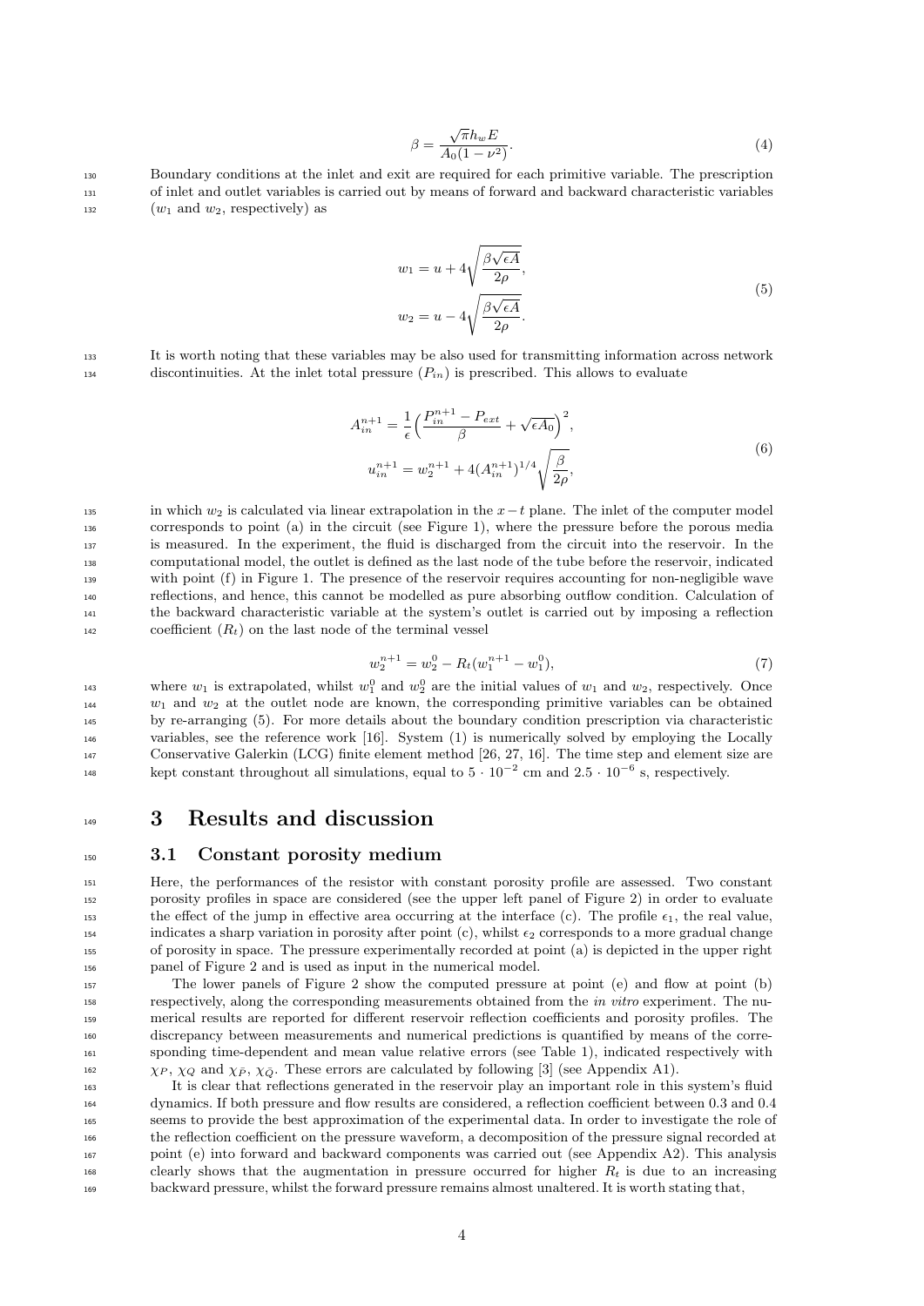$$\beta = \frac{\sqrt{\pi} h_w E}{A_0(1-\nu^2)}. \tag{4}$$

Boundary conditions at the inlet and exit are required for each primitive variable. The prescription of inlet and outlet variables is carried out by means of forward and backward characteristic variables ($w_1$ and $w_2$, respectively) as

$$\begin{aligned} w_1 &= u + 4\sqrt{\frac{\beta\sqrt{\epsilon A}}{2\rho}}, \\ w_2 &= u - 4\sqrt{\frac{\beta\sqrt{\epsilon A}}{2\rho}}. \end{aligned} \tag{5}$$

It is worth noting that these variables may be also used for transmitting information across network discontinuities. At the inlet total pressure ($P_{in}$) is prescribed. This allows to evaluate

$$\begin{aligned} A_{in}^{n+1} &= \frac{1}{\epsilon}\Big(\frac{P_{in}^{n+1} - P_{ext}}{\beta} + \sqrt{\epsilon A_0}\Big)^2, \\ u_{in}^{n+1} &= w_2^{n+1} + 4(A_{in}^{n+1})^{1/4}\sqrt{\frac{\beta}{2\rho}}, \end{aligned} \tag{6}$$

in which $w_2$ is calculated via linear extrapolation in the $x-t$ plane. The inlet of the computer model corresponds to point (a) in the circuit (see Figure 1), where the pressure before the porous media is measured. In the experiment, the fluid is discharged from the circuit into the reservoir. In the computational model, the outlet is defined as the last node of the tube before the reservoir, indicated with point (f) in Figure 1. The presence of the reservoir requires accounting for non-negligible wave reflections, and hence, this cannot be modelled as pure absorbing outflow condition. Calculation of the backward characteristic variable at the system's outlet is carried out by imposing a reflection coefficient ($R_t$) on the last node of the terminal vessel

$$w_2^{n+1} = w_2^0 - R_t(w_1^{n+1} - w_1^0), \tag{7}$$

where $w_1$ is extrapolated, whilst $w_1^0$ and $w_2^0$ are the initial values of $w_1$ and $w_2$, respectively. Once $w_1$ and $w_2$ at the outlet node are known, the corresponding primitive variables can be obtained by re-arranging (5). For more details about the boundary condition prescription via characteristic variables, see the reference work [16]. System (1) is numerically solved by employing the Locally Conservative Galerkin (LCG) finite element method [26, 27, 16]. The time step and element size are kept constant throughout all simulations, equal to $5 \cdot 10^{-2}$ cm and $2.5 \cdot 10^{-6}$ s, respectively.

# 3 Results and discussion

## 3.1 Constant porosity medium

Here, the performances of the resistor with constant porosity profile are assessed. Two constant porosity profiles in space are considered (see the upper left panel of Figure 2) in order to evaluate the effect of the jump in effective area occurring at the interface (c). The profile $\epsilon_1$, the real value, indicates a sharp variation in porosity after point (c), whilst $\epsilon_2$ corresponds to a more gradual change of porosity in space. The pressure experimentally recorded at point (a) is depicted in the upper right panel of Figure 2 and is used as input in the numerical model.

The lower panels of Figure 2 show the computed pressure at point (e) and flow at point (b) respectively, along the corresponding measurements obtained from the *in vitro* experiment. The numerical results are reported for different reservoir reflection coefficients and porosity profiles. The discrepancy between measurements and numerical predictions is quantified by means of the corresponding time-dependent and mean value relative errors (see Table 1), indicated respectively with $\chi_P$, $\chi_Q$ and $\chi_{\bar{P}}$, $\chi_{\bar{Q}}$. These errors are calculated by following [3] (see Appendix A1).

It is clear that reflections generated in the reservoir play an important role in this system's fluid dynamics. If both pressure and flow results are considered, a reflection coefficient between 0.3 and 0.4 seems to provide the best approximation of the experimental data. In order to investigate the role of the reflection coefficient on the pressure waveform, a decomposition of the pressure signal recorded at point (e) into forward and backward components was carried out (see Appendix A2). This analysis clearly shows that the augmentation in pressure occurred for higher $R_t$ is due to an increasing backward pressure, whilst the forward pressure remains almost unaltered. It is worth stating that,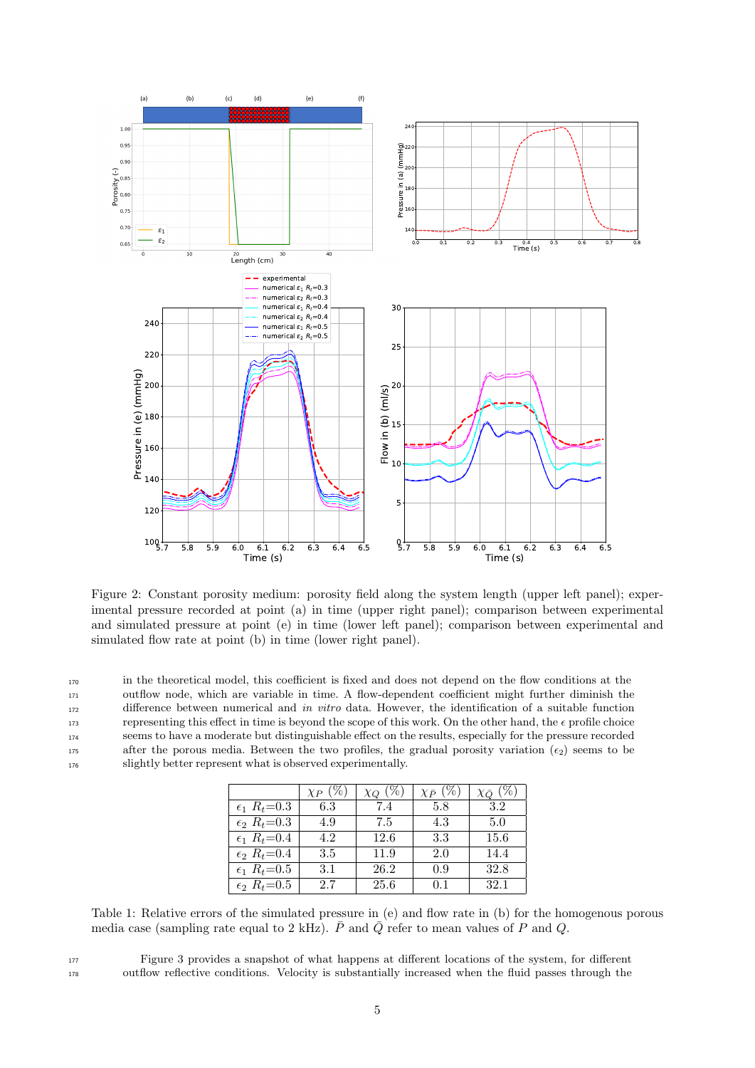Figure 2: Constant porosity medium: porosity field along the system length (upper left panel); experimental pressure recorded at point (a) in time (upper right panel); comparison between experimental and simulated pressure at point (e) in time (lower left panel); comparison between experimental and simulated flow rate at point (b) in time (lower right panel).

in the theoretical model, this coefficient is fixed and does not depend on the flow conditions at the outflow node, which are variable in time. A flow-dependent coefficient might further diminish the difference between numerical and *in vitro* data. However, the identification of a suitable function representing this effect in time is beyond the scope of this work. On the other hand, the $\epsilon$ profile choice seems to have a moderate but distinguishable effect on the results, especially for the pressure recorded after the porous media. Between the two profiles, the gradual porosity variation ($\epsilon_2$) seems to be slightly better represent what is observed experimentally.

| | $\chi_P$ (%) | $\chi_Q$ (%) | $\chi_{\bar{P}}$ (%) | $\chi_{\bar{Q}}$ (%) |
|---|---|---|---|---|
| $\epsilon_1$ $R_t$=0.3 | 6.3 | 7.4 | 5.8 | 3.2 |
| $\epsilon_2$ $R_t$=0.3 | 4.9 | 7.5 | 4.3 | 5.0 |
| $\epsilon_1$ $R_t$=0.4 | 4.2 | 12.6 | 3.3 | 15.6 |
| $\epsilon_2$ $R_t$=0.4 | 3.5 | 11.9 | 2.0 | 14.4 |
| $\epsilon_1$ $R_t$=0.5 | 3.1 | 26.2 | 0.9 | 32.8 |
| $\epsilon_2$ $R_t$=0.5 | 2.7 | 25.6 | 0.1 | 32.1 |

Table 1: Relative errors of the simulated pressure in (e) and flow rate in (b) for the homogenous porous media case (sampling rate equal to 2 kHz). $\bar{P}$ and $\bar{Q}$ refer to mean values of $P$ and $Q$.

Figure 3 provides a snapshot of what happens at different locations of the system, for different outflow reflective conditions. Velocity is substantially increased when the fluid passes through the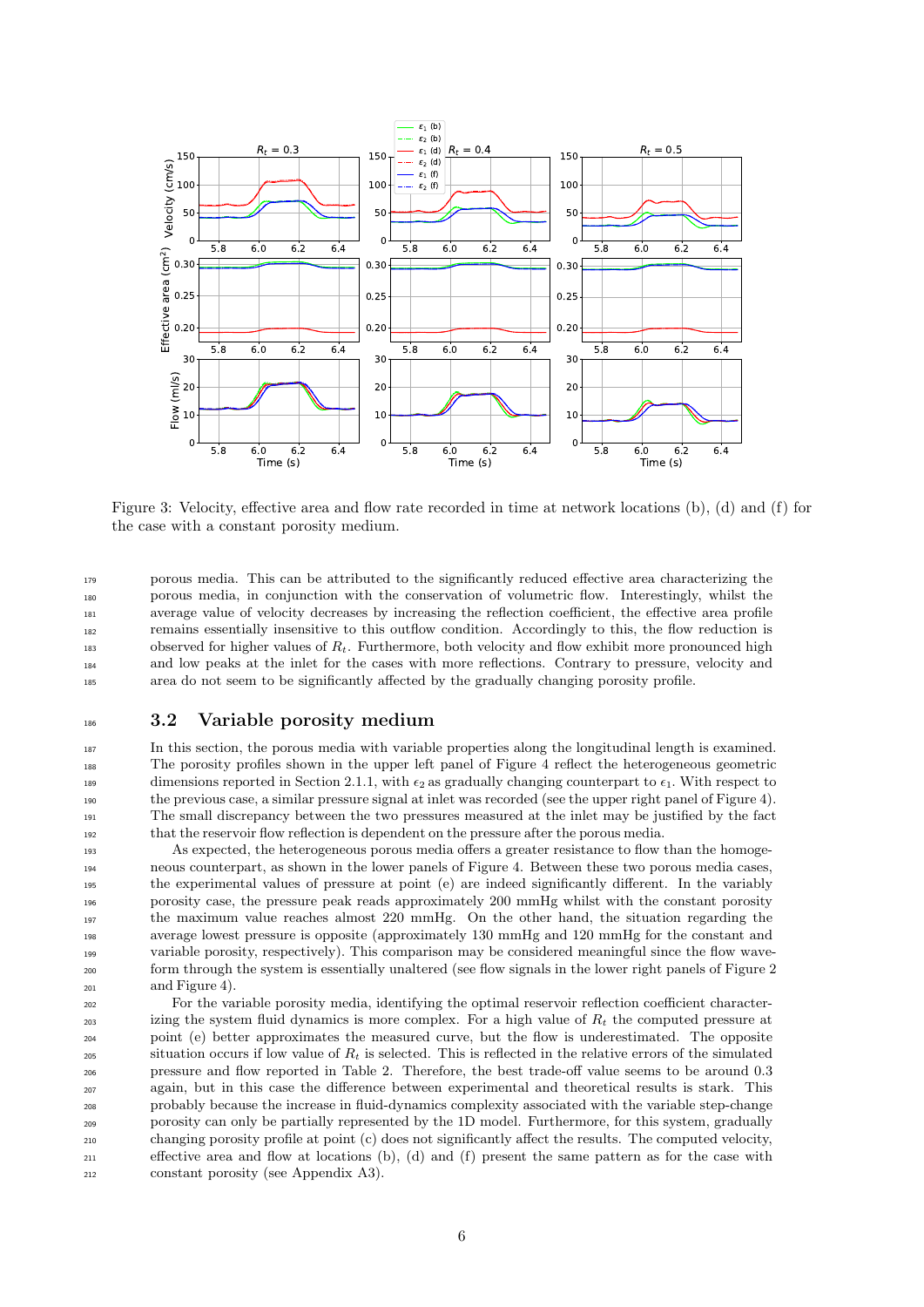Figure 3: Velocity, effective area and flow rate recorded in time at network locations (b), (d) and (f) for the case with a constant porosity medium.

porous media. This can be attributed to the significantly reduced effective area characterizing the porous media, in conjunction with the conservation of volumetric flow. Interestingly, whilst the average value of velocity decreases by increasing the reflection coefficient, the effective area profile remains essentially insensitive to this outflow condition. Accordingly to this, the flow reduction is observed for higher values of $R_t$. Furthermore, both velocity and flow exhibit more pronounced high and low peaks at the inlet for the cases with more reflections. Contrary to pressure, velocity and area do not seem to be significantly affected by the gradually changing porosity profile.

## 3.2 Variable porosity medium

In this section, the porous media with variable properties along the longitudinal length is examined. The porosity profiles shown in the upper left panel of Figure 4 reflect the heterogeneous geometric dimensions reported in Section 2.1.1, with $\epsilon_2$ as gradually changing counterpart to $\epsilon_1$. With respect to the previous case, a similar pressure signal at inlet was recorded (see the upper right panel of Figure 4). The small discrepancy between the two pressures measured at the inlet may be justified by the fact that the reservoir flow reflection is dependent on the pressure after the porous media.

As expected, the heterogeneous porous media offers a greater resistance to flow than the homogeneous counterpart, as shown in the lower panels of Figure 4. Between these two porous media cases, the experimental values of pressure at point (e) are indeed significantly different. In the variably porosity case, the pressure peak reads approximately 200 mmHg whilst with the constant porosity the maximum value reaches almost 220 mmHg. On the other hand, the situation regarding the average lowest pressure is opposite (approximately 130 mmHg and 120 mmHg for the constant and variable porosity, respectively). This comparison may be considered meaningful since the flow waveform through the system is essentially unaltered (see flow signals in the lower right panels of Figure 2 and Figure 4).

For the variable porosity media, identifying the optimal reservoir reflection coefficient characterizing the system fluid dynamics is more complex. For a high value of $R_t$ the computed pressure at point (e) better approximates the measured curve, but the flow is underestimated. The opposite situation occurs if low value of $R_t$ is selected. This is reflected in the relative errors of the simulated pressure and flow reported in Table 2. Therefore, the best trade-off value seems to be around 0.3 again, but in this case the difference between experimental and theoretical results is stark. This probably because the increase in fluid-dynamics complexity associated with the variable step-change porosity can only be partially represented by the 1D model. Furthermore, for this system, gradually changing porosity profile at point (c) does not significantly affect the results. The computed velocity, effective area and flow at locations (b), (d) and (f) present the same pattern as for the case with constant porosity (see Appendix A3).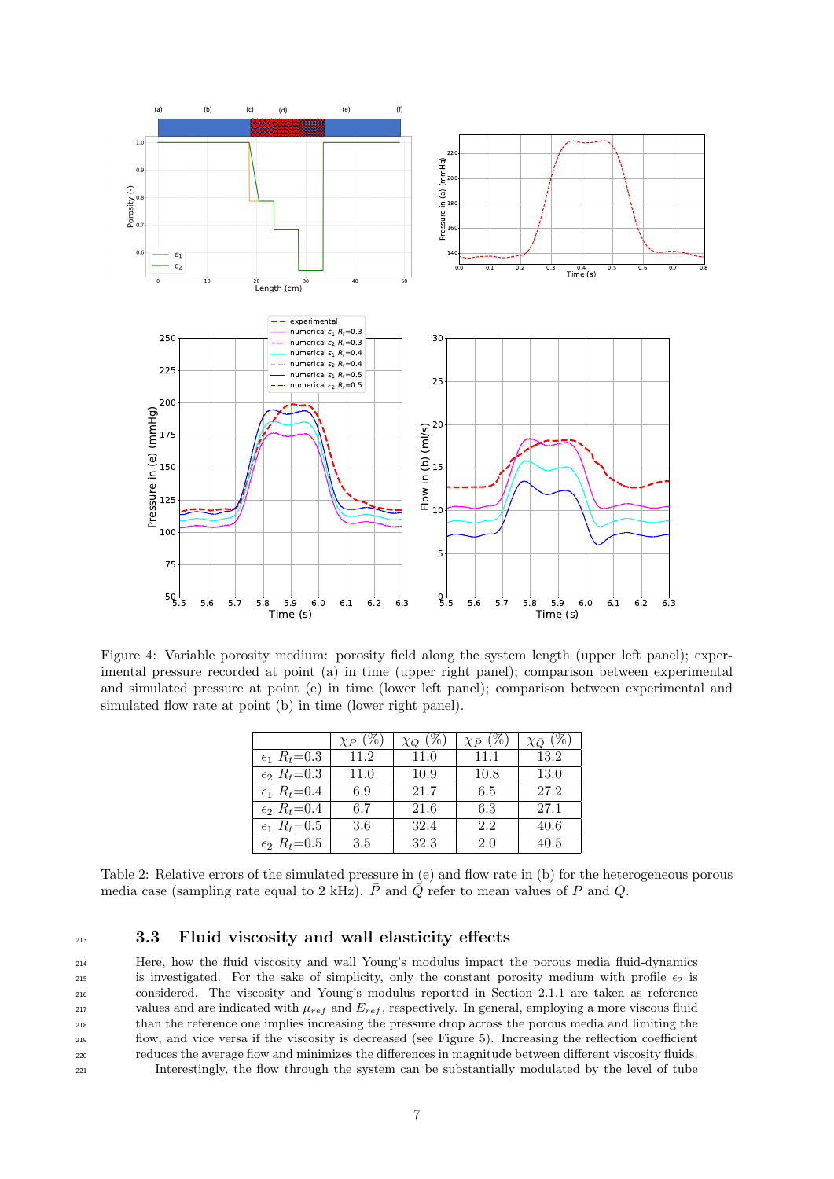Figure 4: Variable porosity medium: porosity field along the system length (upper left panel); experimental pressure recorded at point (a) in time (upper right panel); comparison between experimental and simulated pressure at point (e) in time (lower left panel); comparison between experimental and simulated flow rate at point (b) in time (lower right panel).

| | $\chi_P$ (%) | $\chi_Q$ (%) | $\chi_{\bar{P}}$ (%) | $\chi_{\bar{Q}}$ (%) |
|---|---|---|---|---|
| $\epsilon_1$ $R_t$=0.3 | 11.2 | 11.0 | 11.1 | 13.2 |
| $\epsilon_2$ $R_t$=0.3 | 11.0 | 10.9 | 10.8 | 13.0 |
| $\epsilon_1$ $R_t$=0.4 | 6.9 | 21.7 | 6.5 | 27.2 |
| $\epsilon_2$ $R_t$=0.4 | 6.7 | 21.6 | 6.3 | 27.1 |
| $\epsilon_1$ $R_t$=0.5 | 3.6 | 32.4 | 2.2 | 40.6 |
| $\epsilon_2$ $R_t$=0.5 | 3.5 | 32.3 | 2.0 | 40.5 |

Table 2: Relative errors of the simulated pressure in (e) and flow rate in (b) for the heterogeneous porous media case (sampling rate equal to 2 kHz). $\bar{P}$ and $\bar{Q}$ refer to mean values of $P$ and $Q$.

### 3.3 Fluid viscosity and wall elasticity effects

Here, how the fluid viscosity and wall Young's modulus impact the porous media fluid-dynamics is investigated. For the sake of simplicity, only the constant porosity medium with profile $\epsilon_2$ is considered. The viscosity and Young's modulus reported in Section 2.1.1 are taken as reference values and are indicated with $\mu_{ref}$ and $E_{ref}$, respectively. In general, employing a more viscous fluid than the reference one implies increasing the pressure drop across the porous media and limiting the flow, and vice versa if the viscosity is decreased (see Figure 5). Increasing the reflection coefficient reduces the average flow and minimizes the differences in magnitude between different viscosity fluids.

Interestingly, the flow through the system can be substantially modulated by the level of tube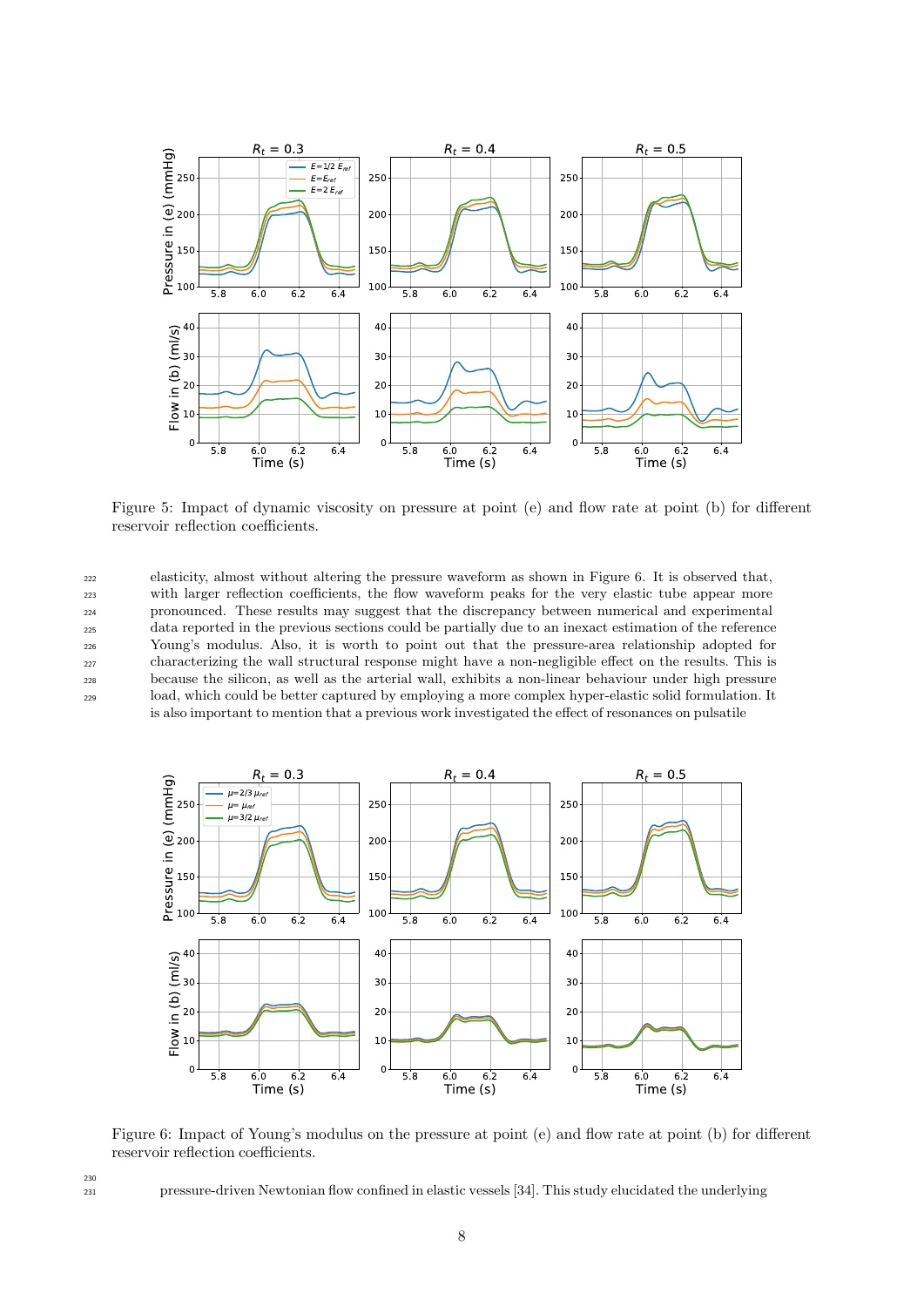Figure 5: Impact of dynamic viscosity on pressure at point (e) and flow rate at point (b) for different reservoir reflection coefficients.

elasticity, almost without altering the pressure waveform as shown in Figure 6. It is observed that, with larger reflection coefficients, the flow waveform peaks for the very elastic tube appear more pronounced. These results may suggest that the discrepancy between numerical and experimental data reported in the previous sections could be partially due to an inexact estimation of the reference Young's modulus. Also, it is worth to point out that the pressure-area relationship adopted for characterizing the wall structural response might have a non-negligible effect on the results. This is because the silicon, as well as the arterial wall, exhibits a non-linear behaviour under high pressure load, which could be better captured by employing a more complex hyper-elastic solid formulation. It is also important to mention that a previous work investigated the effect of resonances on pulsatile

Figure 6: Impact of Young's modulus on the pressure at point (e) and flow rate at point (b) for different reservoir reflection coefficients.

pressure-driven Newtonian flow confined in elastic vessels [34]. This study elucidated the underlying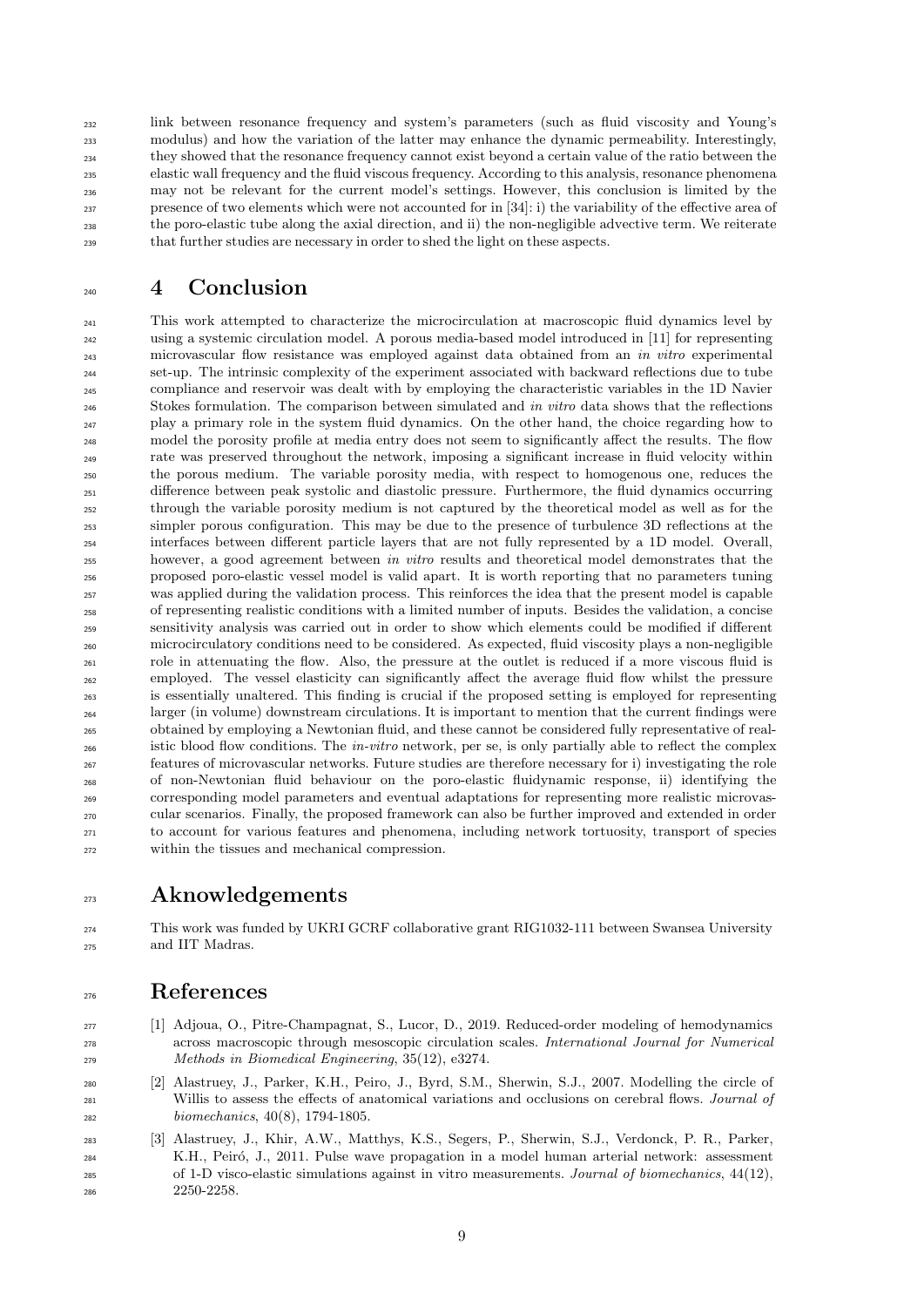link between resonance frequency and system's parameters (such as fluid viscosity and Young's modulus) and how the variation of the latter may enhance the dynamic permeability. Interestingly, they showed that the resonance frequency cannot exist beyond a certain value of the ratio between the elastic wall frequency and the fluid viscous frequency. According to this analysis, resonance phenomena may not be relevant for the current model's settings. However, this conclusion is limited by the presence of two elements which were not accounted for in [34]: i) the variability of the effective area of the poro-elastic tube along the axial direction, and ii) the non-negligible advective term. We reiterate that further studies are necessary in order to shed the light on these aspects.

# 4 Conclusion

This work attempted to characterize the microcirculation at macroscopic fluid dynamics level by using a systemic circulation model. A porous media-based model introduced in [11] for representing microvascular flow resistance was employed against data obtained from an *in vitro* experimental set-up. The intrinsic complexity of the experiment associated with backward reflections due to tube compliance and reservoir was dealt with by employing the characteristic variables in the 1D Navier Stokes formulation. The comparison between simulated and *in vitro* data shows that the reflections play a primary role in the system fluid dynamics. On the other hand, the choice regarding how to model the porosity profile at media entry does not seem to significantly affect the results. The flow rate was preserved throughout the network, imposing a significant increase in fluid velocity within the porous medium. The variable porosity media, with respect to homogenous one, reduces the difference between peak systolic and diastolic pressure. Furthermore, the fluid dynamics occurring through the variable porosity medium is not captured by the theoretical model as well as for the simpler porous configuration. This may be due to the presence of turbulence 3D reflections at the interfaces between different particle layers that are not fully represented by a 1D model. Overall, however, a good agreement between *in vitro* results and theoretical model demonstrates that the proposed poro-elastic vessel model is valid apart. It is worth reporting that no parameters tuning was applied during the validation process. This reinforces the idea that the present model is capable of representing realistic conditions with a limited number of inputs. Besides the validation, a concise sensitivity analysis was carried out in order to show which elements could be modified if different microcirculatory conditions need to be considered. As expected, fluid viscosity plays a non-negligible role in attenuating the flow. Also, the pressure at the outlet is reduced if a more viscous fluid is employed. The vessel elasticity can significantly affect the average fluid flow whilst the pressure is essentially unaltered. This finding is crucial if the proposed setting is employed for representing larger (in volume) downstream circulations. It is important to mention that the current findings were obtained by employing a Newtonian fluid, and these cannot be considered fully representative of realistic blood flow conditions. The *in-vitro* network, per se, is only partially able to reflect the complex features of microvascular networks. Future studies are therefore necessary for i) investigating the role of non-Newtonian fluid behaviour on the poro-elastic fluidynamic response, ii) identifying the corresponding model parameters and eventual adaptations for representing more realistic microvascular scenarios. Finally, the proposed framework can also be further improved and extended in order to account for various features and phenomena, including network tortuosity, transport of species within the tissues and mechanical compression.

# Aknowledgements

This work was funded by UKRI GCRF collaborative grant RIG1032-111 between Swansea University and IIT Madras.

# References

[1] Adjoua, O., Pitre-Champagnat, S., Lucor, D., 2019. Reduced-order modeling of hemodynamics across macroscopic through mesoscopic circulation scales. *International Journal for Numerical Methods in Biomedical Engineering*, 35(12), e3274.

[2] Alastruey, J., Parker, K.H., Peiro, J., Byrd, S.M., Sherwin, S.J., 2007. Modelling the circle of Willis to assess the effects of anatomical variations and occlusions on cerebral flows. *Journal of biomechanics*, 40(8), 1794-1805.

[3] Alastruey, J., Khir, A.W., Matthys, K.S., Segers, P., Sherwin, S.J., Verdonck, P. R., Parker, K.H., Peiró, J., 2011. Pulse wave propagation in a model human arterial network: assessment of 1-D visco-elastic simulations against in vitro measurements. *Journal of biomechanics*, 44(12), 2250-2258.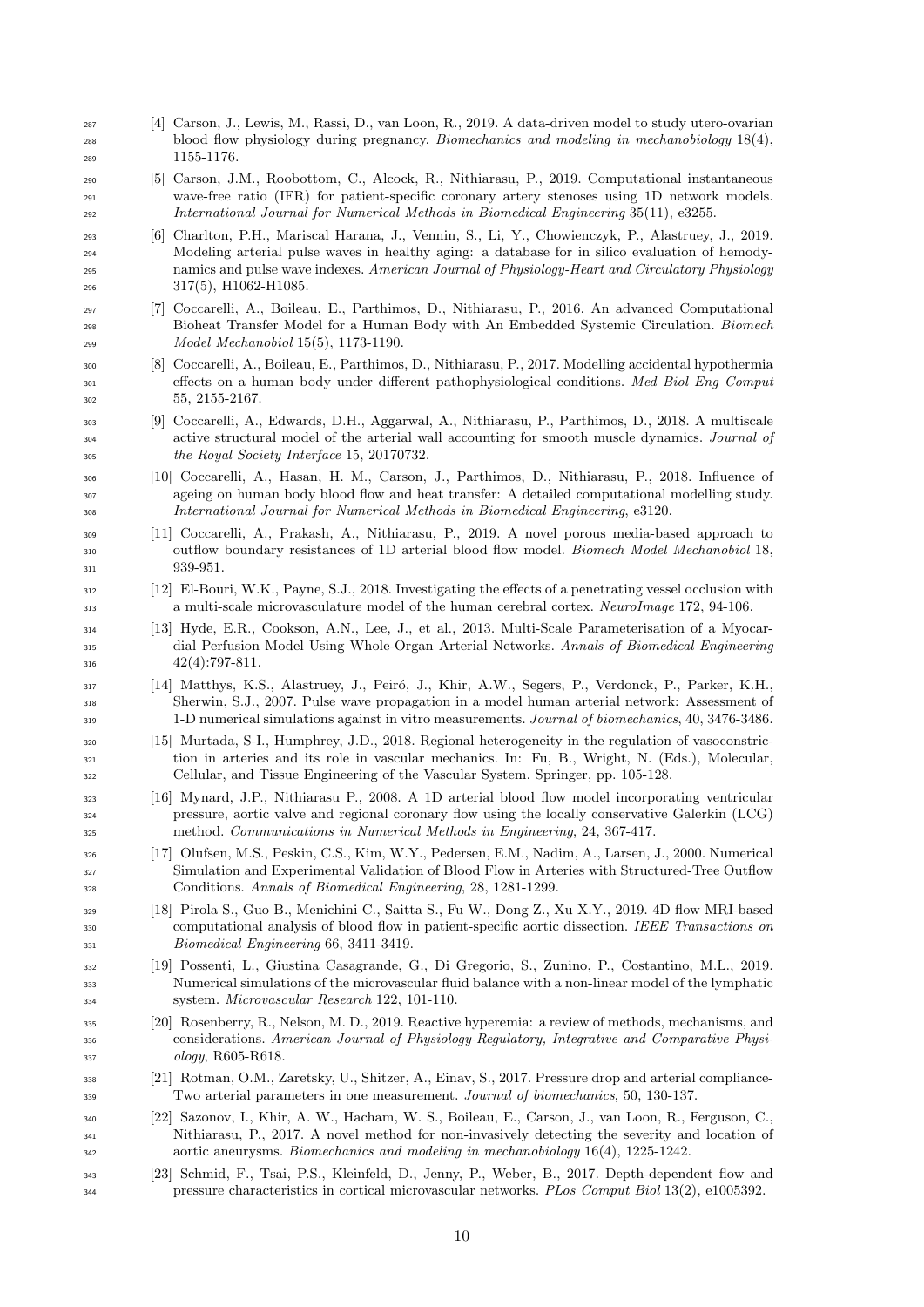[4] Carson, J., Lewis, M., Rassi, D., van Loon, R., 2019. A data-driven model to study utero-ovarian blood flow physiology during pregnancy. *Biomechanics and modeling in mechanobiology* 18(4), 1155-1176.

[5] Carson, J.M., Roobottom, C., Alcock, R., Nithiarasu, P., 2019. Computational instantaneous wave-free ratio (IFR) for patient-specific coronary artery stenoses using 1D network models. *International Journal for Numerical Methods in Biomedical Engineering* 35(11), e3255.

[6] Charlton, P.H., Mariscal Harana, J., Vennin, S., Li, Y., Chowienczyk, P., Alastruey, J., 2019. Modeling arterial pulse waves in healthy aging: a database for in silico evaluation of hemodynamics and pulse wave indexes. *American Journal of Physiology-Heart and Circulatory Physiology* 317(5), H1062-H1085.

[7] Coccarelli, A., Boileau, E., Parthimos, D., Nithiarasu, P., 2016. An advanced Computational Bioheat Transfer Model for a Human Body with An Embedded Systemic Circulation. *Biomech Model Mechanobiol* 15(5), 1173-1190.

[8] Coccarelli, A., Boileau, E., Parthimos, D., Nithiarasu, P., 2017. Modelling accidental hypothermia effects on a human body under different pathophysiological conditions. *Med Biol Eng Comput* 55, 2155-2167.

[9] Coccarelli, A., Edwards, D.H., Aggarwal, A., Nithiarasu, P., Parthimos, D., 2018. A multiscale active structural model of the arterial wall accounting for smooth muscle dynamics. *Journal of the Royal Society Interface* 15, 20170732.

[10] Coccarelli, A., Hasan, H. M., Carson, J., Parthimos, D., Nithiarasu, P., 2018. Influence of ageing on human body blood flow and heat transfer: A detailed computational modelling study. *International Journal for Numerical Methods in Biomedical Engineering*, e3120.

[11] Coccarelli, A., Prakash, A., Nithiarasu, P., 2019. A novel porous media-based approach to outflow boundary resistances of 1D arterial blood flow model. *Biomech Model Mechanobiol* 18, 939-951.

[12] El-Bouri, W.K., Payne, S.J., 2018. Investigating the effects of a penetrating vessel occlusion with a multi-scale microvasculature model of the human cerebral cortex. *NeuroImage* 172, 94-106.

[13] Hyde, E.R., Cookson, A.N., Lee, J., et al., 2013. Multi-Scale Parameterisation of a Myocardial Perfusion Model Using Whole-Organ Arterial Networks. *Annals of Biomedical Engineering* 42(4):797-811.

[14] Matthys, K.S., Alastruey, J., Peiró, J., Khir, A.W., Segers, P., Verdonck, P., Parker, K.H., Sherwin, S.J., 2007. Pulse wave propagation in a model human arterial network: Assessment of 1-D numerical simulations against in vitro measurements. *Journal of biomechanics*, 40, 3476-3486.

[15] Murtada, S-I., Humphrey, J.D., 2018. Regional heterogeneity in the regulation of vasoconstriction in arteries and its role in vascular mechanics. In: Fu, B., Wright, N. (Eds.), Molecular, Cellular, and Tissue Engineering of the Vascular System. Springer, pp. 105-128.

[16] Mynard, J.P., Nithiarasu P., 2008. A 1D arterial blood flow model incorporating ventricular pressure, aortic valve and regional coronary flow using the locally conservative Galerkin (LCG) method. *Communications in Numerical Methods in Engineering*, 24, 367-417.

[17] Olufsen, M.S., Peskin, C.S., Kim, W.Y., Pedersen, E.M., Nadim, A., Larsen, J., 2000. Numerical Simulation and Experimental Validation of Blood Flow in Arteries with Structured-Tree Outflow Conditions. *Annals of Biomedical Engineering*, 28, 1281-1299.

[18] Pirola S., Guo B., Menichini C., Saitta S., Fu W., Dong Z., Xu X.Y., 2019. 4D flow MRI-based computational analysis of blood flow in patient-specific aortic dissection. *IEEE Transactions on Biomedical Engineering* 66, 3411-3419.

[19] Possenti, L., Giustina Casagrande, G., Di Gregorio, S., Zunino, P., Costantino, M.L., 2019. Numerical simulations of the microvascular fluid balance with a non-linear model of the lymphatic system. *Microvascular Research* 122, 101-110.

[20] Rosenberry, R., Nelson, M. D., 2019. Reactive hyperemia: a review of methods, mechanisms, and considerations. *American Journal of Physiology-Regulatory, Integrative and Comparative Physiology*, R605-R618.

[21] Rotman, O.M., Zaretsky, U., Shitzer, A., Einav, S., 2017. Pressure drop and arterial compliance-Two arterial parameters in one measurement. *Journal of biomechanics*, 50, 130-137.

[22] Sazonov, I., Khir, A. W., Hacham, W. S., Boileau, E., Carson, J., van Loon, R., Ferguson, C., Nithiarasu, P., 2017. A novel method for non-invasively detecting the severity and location of aortic aneurysms. *Biomechanics and modeling in mechanobiology* 16(4), 1225-1242.

[23] Schmid, F., Tsai, P.S., Kleinfeld, D., Jenny, P., Weber, B., 2017. Depth-dependent flow and pressure characteristics in cortical microvascular networks. *PLos Comput Biol* 13(2), e1005392.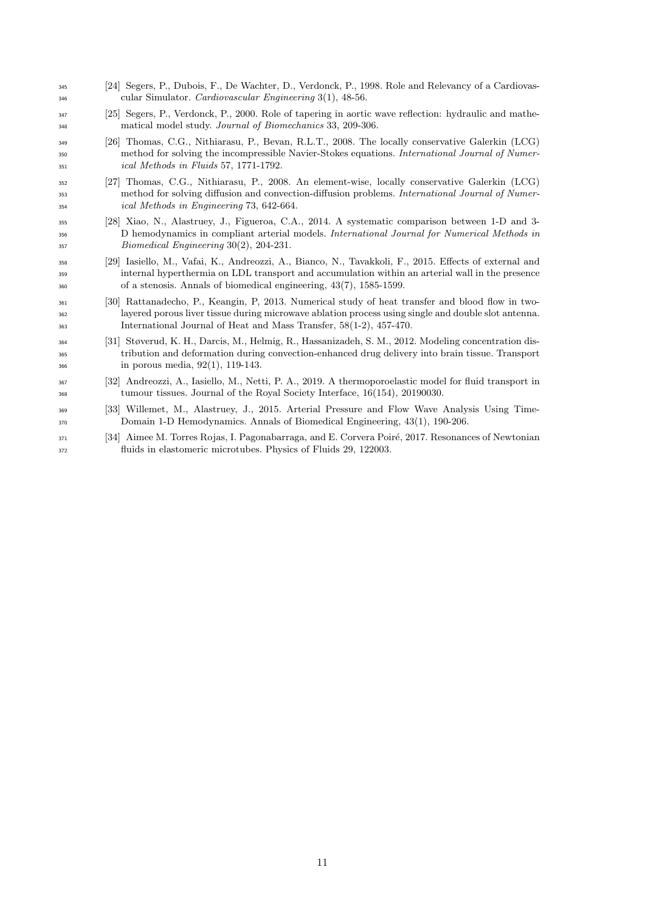[24] Segers, P., Dubois, F., De Wachter, D., Verdonck, P., 1998. Role and Relevancy of a Cardiovascular Simulator. *Cardiovascular Engineering* 3(1), 48-56.

[25] Segers, P., Verdonck, P., 2000. Role of tapering in aortic wave reflection: hydraulic and mathematical model study. *Journal of Biomechanics* 33, 209-306.

[26] Thomas, C.G., Nithiarasu, P., Bevan, R.L.T., 2008. The locally conservative Galerkin (LCG) method for solving the incompressible Navier-Stokes equations. *International Journal of Numerical Methods in Fluids* 57, 1771-1792.

[27] Thomas, C.G., Nithiarasu, P., 2008. An element-wise, locally conservative Galerkin (LCG) method for solving diffusion and convection-diffusion problems. *International Journal of Numerical Methods in Engineering* 73, 642-664.

[28] Xiao, N., Alastruey, J., Figueroa, C.A., 2014. A systematic comparison between 1-D and 3-D hemodynamics in compliant arterial models. *International Journal for Numerical Methods in Biomedical Engineering* 30(2), 204-231.

[29] Iasiello, M., Vafai, K., Andreozzi, A., Bianco, N., Tavakkoli, F., 2015. Effects of external and internal hyperthermia on LDL transport and accumulation within an arterial wall in the presence of a stenosis. Annals of biomedical engineering, 43(7), 1585-1599.

[30] Rattanadecho, P., Keangin, P, 2013. Numerical study of heat transfer and blood flow in two-layered porous liver tissue during microwave ablation process using single and double slot antenna. International Journal of Heat and Mass Transfer, 58(1-2), 457-470.

[31] Støverud, K. H., Darcis, M., Helmig, R., Hassanizadeh, S. M., 2012. Modeling concentration distribution and deformation during convection-enhanced drug delivery into brain tissue. Transport in porous media, 92(1), 119-143.

[32] Andreozzi, A., Iasiello, M., Netti, P. A., 2019. A thermoporoelastic model for fluid transport in tumour tissues. Journal of the Royal Society Interface, 16(154), 20190030.

[33] Willemet, M., Alastruey, J., 2015. Arterial Pressure and Flow Wave Analysis Using Time-Domain 1-D Hemodynamics. Annals of Biomedical Engineering, 43(1), 190-206.

[34] Aimee M. Torres Rojas, I. Pagonabarraga, and E. Corvera Poiré, 2017. Resonances of Newtonian fluids in elastomeric microtubes. Physics of Fluids 29, 122003.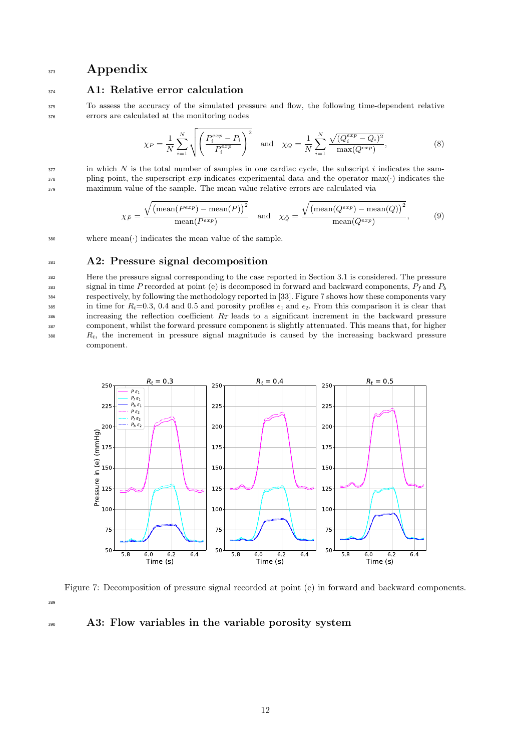# Appendix

## A1: Relative error calculation

To assess the accuracy of the simulated pressure and flow, the following time-dependent relative errors are calculated at the monitoring nodes

$$\chi_P = \frac{1}{N}\sum_{i=1}^{N}\sqrt{\left(\frac{P_i^{exp} - P_i}{P_i^{exp}}\right)^2} \quad \text{and} \quad \chi_Q = \frac{1}{N}\sum_{i=1}^{N}\frac{\sqrt{(Q_i^{exp} - Q_i)^2}}{\max(Q^{exp})}, \tag{8}$$

in which $N$ is the total number of samples in one cardiac cycle, the subscript $i$ indicates the sampling point, the superscript $exp$ indicates experimental data and the operator $\max(\cdot)$ indicates the maximum value of the sample. The mean value relative errors are calculated via

$$\chi_{\bar{P}} = \frac{\sqrt{\left(\text{mean}(P^{exp}) - \text{mean}(P)\right)^2}}{\text{mean}(P^{exp})} \quad \text{and} \quad \chi_{\bar{Q}} = \frac{\sqrt{\left(\text{mean}(Q^{exp}) - \text{mean}(Q)\right)^2}}{\text{mean}(Q^{exp})}, \tag{9}$$

where $\text{mean}(\cdot)$ indicates the mean value of the sample.

## A2: Pressure signal decomposition

Here the pressure signal corresponding to the case reported in Section 3.1 is considered. The pressure signal in time $P$ recorded at point (e) is decomposed in forward and backward components, $P_f$ and $P_b$ respectively, by following the methodology reported in [33]. Figure 7 shows how these components vary in time for $R_t$=0.3, 0.4 and 0.5 and porosity profiles $\epsilon_1$ and $\epsilon_2$. From this comparison it is clear that increasing the reflection coefficient $R_T$ leads to a significant increment in the backward pressure component, whilst the forward pressure component is slightly attenuated. This means that, for higher $R_t$, the increment in pressure signal magnitude is caused by the increasing backward pressure component.

Figure 7: Decomposition of pressure signal recorded at point (e) in forward and backward components.

## A3: Flow variables in the variable porosity system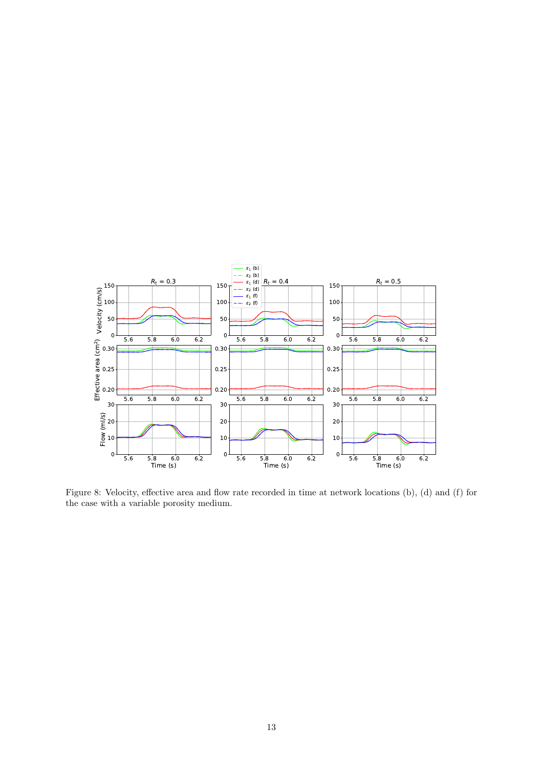$R_t$ = 0.3

$R_t$ = 0.4

$R_t$ = 0.5

$\varepsilon_1$ (b)
$\varepsilon_2$ (b)
$\varepsilon_1$ (d)
$\varepsilon_2$ (d)
$\varepsilon_1$ (f)
$\varepsilon_2$ (f)

Velocity (cm/s)

Effective area (cm$^2$)

Flow (ml/s)

Time (s)

Figure 8: Velocity, effective area and flow rate recorded in time at network locations (b), (d) and (f) for the case with a variable porosity medium.